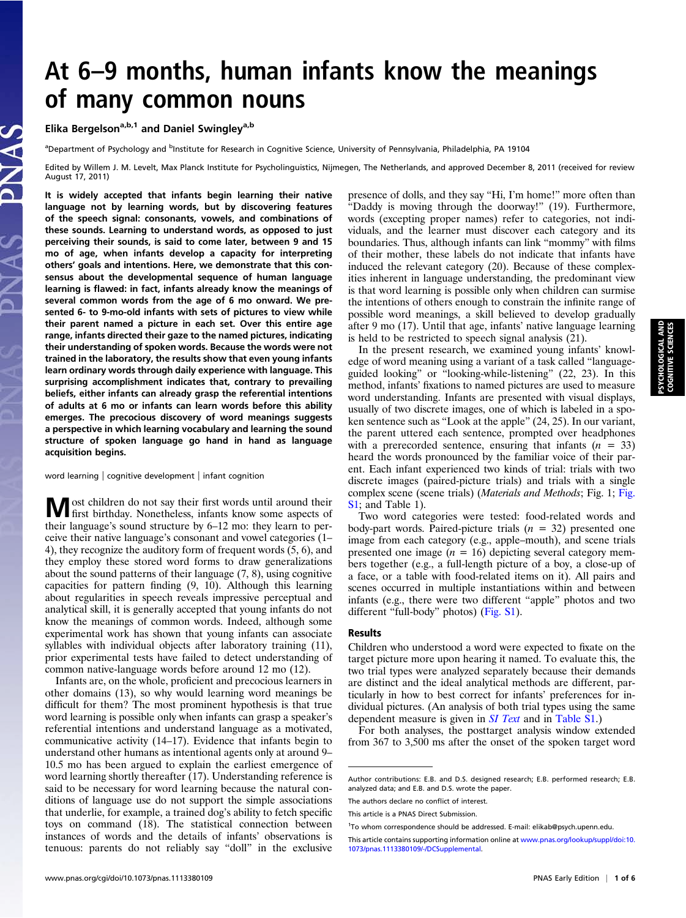# At 6–9 months, human infants know the meanings of many common nouns

Elika Bergelson[a,b,1] and Daniel Swingley[a,b]

[a]Department of Psychology and [b]Institute for Research in Cognitive Science, University of Pennsylvania, Philadelphia, PA 19104

Edited by Willem J. M. Levelt, Max Planck Institute for Psycholinguistics, Nijmegen, The Netherlands, and approved December 8, 2011 (received for review August 17, 2011)

**It is widely accepted that infants begin learning their native language not by learning words, but by discovering features of the speech signal: consonants, vowels, and combinations of these sounds. Learning to understand words, as opposed to just perceiving their sounds, is said to come later, between 9 and 15 mo of age, when infants develop a capacity for interpreting others' goals and intentions. Here, we demonstrate that this consensus about the developmental sequence of human language learning is flawed: in fact, infants already know the meanings of several common words from the age of 6 mo onward. We presented 6- to 9-mo-old infants with sets of pictures to view while their parent named a picture in each set. Over this entire age range, infants directed their gaze to the named pictures, indicating their understanding of spoken words. Because the words were not trained in the laboratory, the results show that even young infants learn ordinary words through daily experience with language. This surprising accomplishment indicates that, contrary to prevailing beliefs, either infants can already grasp the referential intentions of adults at 6 mo or infants can learn words before this ability emerges. The precocious discovery of word meanings suggests a perspective in which learning vocabulary and learning the sound structure of spoken language go hand in hand as language acquisition begins.**

word learning | cognitive development | infant cognition

Most children do not say their first words until around their first birthday. Nonetheless, infants know some aspects of their language's sound structure by 6–12 mo: they learn to perceive their native language's consonant and vowel categories (1–4), they recognize the auditory form of frequent words (5, 6), and they employ these stored word forms to draw generalizations about the sound patterns of their language (7, 8), using cognitive capacities for pattern finding (9, 10). Although this learning about regularities in speech reveals impressive perceptual and analytical skill, it is generally accepted that young infants do not know the meanings of common words. Indeed, although some experimental work has shown that young infants can associate syllables with individual objects after laboratory training (11), prior experimental tests have failed to detect understanding of common native-language words before around 12 mo (12).

Infants are, on the whole, proficient and precocious learners in other domains (13), so why would learning word meanings be difficult for them? The most prominent hypothesis is that true word learning is possible only when infants can grasp a speaker's referential intentions and understand language as a motivated, communicative activity (14–17). Evidence that infants begin to understand other humans as intentional agents only at around 9–10.5 mo has been argued to explain the earliest emergence of word learning shortly thereafter (17). Understanding reference is said to be necessary for word learning because the natural conditions of language use do not support the simple associations that underlie, for example, a trained dog's ability to fetch specific toys on command (18). The statistical connection between instances of words and the details of infants' observations is tenuous: parents do not reliably say "doll" in the exclusive presence of dolls, and they say "Hi, I'm home!" more often than "Daddy is moving through the doorway!" (19). Furthermore, words (excepting proper names) refer to categories, not individuals, and the learner must discover each category and its boundaries. Thus, although infants can link "mommy" with films of their mother, these labels do not indicate that infants have induced the relevant category (20). Because of these complexities inherent in language understanding, the predominant view is that word learning is possible only when children can surmise the intentions of others enough to constrain the infinite range of possible word meanings, a skill believed to develop gradually after 9 mo (17). Until that age, infants' native language learning is held to be restricted to speech signal analysis (21).

In the present research, we examined young infants' knowledge of word meaning using a variant of a task called "language-guided looking" or "looking-while-listening" (22, 23). In this method, infants' fixations to named pictures are used to measure word understanding. Infants are presented with visual displays, usually of two discrete images, one of which is labeled in a spoken sentence such as "Look at the apple" (24, 25). In our variant, the parent uttered each sentence, prompted over headphones with a prerecorded sentence, ensuring that infants ($n$ = 33) heard the words pronounced by the familiar voice of their parent. Each infant experienced two kinds of trial: trials with two discrete images (paired-picture trials) and trials with a single complex scene (scene trials) (*Materials and Methods*; Fig. 1; Fig. S1; and Table 1).

Two word categories were tested: food-related words and body-part words. Paired-picture trials ($n$ = 32) presented one image from each category (e.g., apple–mouth), and scene trials presented one image ($n$ = 16) depicting several category members together (e.g., a full-length picture of a boy, a close-up of a face, or a table with food-related items on it). All pairs and scenes occurred in multiple instantiations within and between infants (e.g., there were two different "apple" photos and two different "full-body" photos) (Fig. S1).

## Results

Children who understood a word were expected to fixate on the target picture more upon hearing it named. To evaluate this, the two trial types were analyzed separately because their demands are distinct and the ideal analytical methods are different, particularly in how to best correct for infants' preferences for individual pictures. (An analysis of both trial types using the same dependent measure is given in *SI Text* and in Table S1.)

For both analyses, the posttarget analysis window extended from 367 to 3,500 ms after the onset of the spoken target word

---

Author contributions: E.B. and D.S. designed research; E.B. performed research; E.B. analyzed data; and E.B. and D.S. wrote the paper.

The authors declare no conflict of interest.

This article is a PNAS Direct Submission.

[1]To whom correspondence should be addressed. E-mail: elikab@psych.upenn.edu.

This article contains supporting information online at www.pnas.org/lookup/suppl/doi:10.1073/pnas.1113380109/-/DCSupplemental.

www.pnas.org/cgi/doi/10.1073/pnas.1113380109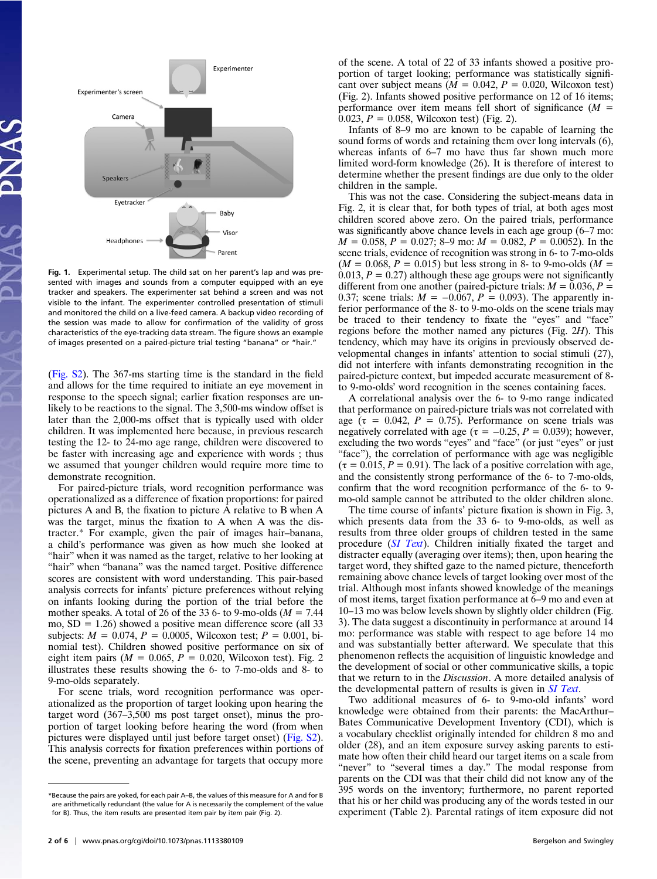Fig. 1. Experimental setup. The child sat on her parent's lap and was presented with images and sounds from a computer equipped with an eye tracker and speakers. The experimenter sat behind a screen and was not visible to the infant. The experimenter controlled presentation of stimuli and monitored the child on a live-feed camera. A backup video recording of the session was made to allow for confirmation of the validity of gross characteristics of the eye-tracking data stream. The figure shows an example of images presented on a paired-picture trial testing "banana" or "hair."

(Fig. S2). The 367-ms starting time is the standard in the field and allows for the time required to initiate an eye movement in response to the speech signal; earlier fixation responses are unlikely to be reactions to the signal. The 3,500-ms window offset is later than the 2,000-ms offset that is typically used with older children. It was implemented here because, in previous research testing the 12- to 24-mo age range, children were discovered to be faster with increasing age and experience with words ; thus we assumed that younger children would require more time to demonstrate recognition.

For paired-picture trials, word recognition performance was operationalized as a difference of fixation proportions: for paired pictures A and B, the fixation to picture A relative to B when A was the target, minus the fixation to A when A was the distracter.* For example, given the pair of images hair–banana, a child's performance was given as how much she looked at "hair" when it was named as the target, relative to her looking at "hair" when "banana" was the named target. Positive difference scores are consistent with word understanding. This pair-based analysis corrects for infants' picture preferences without relying on infants looking during the portion of the trial before the mother speaks. A total of 26 of the 33 6- to 9-mo-olds ($M$ = 7.44 mo, SD = 1.26) showed a positive mean difference score (all 33 subjects: $M$ = 0.074, $P$ = 0.0005, Wilcoxon test; $P$ = 0.001, binomial test). Children showed positive performance on six of eight item pairs ($M$ = 0.065, $P$ = 0.020, Wilcoxon test). Fig. 2 illustrates these results showing the 6- to 7-mo-olds and 8- to 9-mo-olds separately.

For scene trials, word recognition performance was operationalized as the proportion of target looking upon hearing the target word (367–3,500 ms post target onset), minus the proportion of target looking before hearing the word (from when pictures were displayed until just before target onset) (Fig. S2). This analysis corrects for fixation preferences within portions of the scene, preventing an advantage for targets that occupy more of the scene. A total of 22 of 33 infants showed a positive proportion of target looking; performance was statistically significant over subject means ($M$ = 0.042, $P$ = 0.020, Wilcoxon test) (Fig. 2). Infants showed positive performance on 12 of 16 items; performance over item means fell short of significance ($M$ = 0.023, $P$ = 0.058, Wilcoxon test) (Fig. 2).

Infants of 8–9 mo are known to be capable of learning the sound forms of words and retaining them over long intervals (6), whereas infants of 6–7 mo have thus far shown much more limited word-form knowledge (26). It is therefore of interest to determine whether the present findings are due only to the older children in the sample.

This was not the case. Considering the subject-means data in Fig. 2, it is clear that, for both types of trial, at both ages most children scored above zero. On the paired trials, performance was significantly above chance levels in each age group (6–7 mo: $M$ = 0.058, $P$ = 0.027; 8–9 mo: $M$ = 0.082, $P$ = 0.0052). In the scene trials, evidence of recognition was strong in 6- to 7-mo-olds ($M$ = 0.068, $P$ = 0.015) but less strong in 8- to 9-mo-olds ($M$ = 0.013, $P$ = 0.27) although these age groups were not significantly different from one another (paired-picture trials: $M$ = 0.036, $P$ = 0.37; scene trials: $M$ = −0.067, $P$ = 0.093). The apparently inferior performance of the 8- to 9-mo-olds on the scene trials may be traced to their tendency to fixate the "eyes" and "face" regions before the mother named any pictures (Fig. 2*H*). This tendency, which may have its origins in previously observed developmental changes in infants' attention to social stimuli (27), did not interfere with infants demonstrating recognition in the paired-picture context, but impeded accurate measurement of 8- to 9-mo-olds' word recognition in the scenes containing faces.

A correlational analysis over the 6- to 9-mo range indicated that performance on paired-picture trials was not correlated with age ($\tau$ = 0.042, $P$ = 0.75). Performance on scene trials was negatively correlated with age ($\tau$ = −0.25, $P$ = 0.039); however, excluding the two words "eyes" and "face" (or just "eyes" or just "face"), the correlation of performance with age was negligible ($\tau$ = 0.015, $P$ = 0.91). The lack of a positive correlation with age, and the consistently strong performance of the 6- to 7-mo-olds, confirm that the word recognition performance of the 6- to 9-mo-old sample cannot be attributed to the older children alone.

The time course of infants' picture fixation is shown in Fig. 3, which presents data from the 33 6- to 9-mo-olds, as well as results from three older groups of children tested in the same procedure (*SI Text*). Children initially fixated the target and distracter equally (averaging over items); then, upon hearing the target word, they shifted gaze to the named picture, thenceforth remaining above chance levels of target looking over most of the trial. Although most infants showed knowledge of the meanings of most items, target fixation performance at 6–9 mo and even at 10–13 mo was below levels shown by slightly older children (Fig. 3). The data suggest a discontinuity in performance at around 14 mo: performance was stable with respect to age before 14 mo and was substantially better afterward. We speculate that this phenomenon reflects the acquisition of linguistic knowledge and the development of social or other communicative skills, a topic that we return to in the *Discussion*. A more detailed analysis of the developmental pattern of results is given in *SI Text*.

Two additional measures of 6- to 9-mo-old infants' word knowledge were obtained from their parents: the MacArthur–Bates Communicative Development Inventory (CDI), which is a vocabulary checklist originally intended for children 8 mo and older (28), and an item exposure survey asking parents to estimate how often their child heard our target items on a scale from "never" to "several times a day." The modal response from parents on the CDI was that their child did not know any of the 395 words on the inventory; furthermore, no parent reported that his or her child was producing any of the words tested in our experiment (Table 2). Parental ratings of item exposure did not

*Because the pairs are yoked, for each pair A–B, the values of this measure for A and for B are arithmetically redundant (the value for A is necessarily the complement of the value for B). Thus, the item results are presented item pair by item pair (Fig. 2).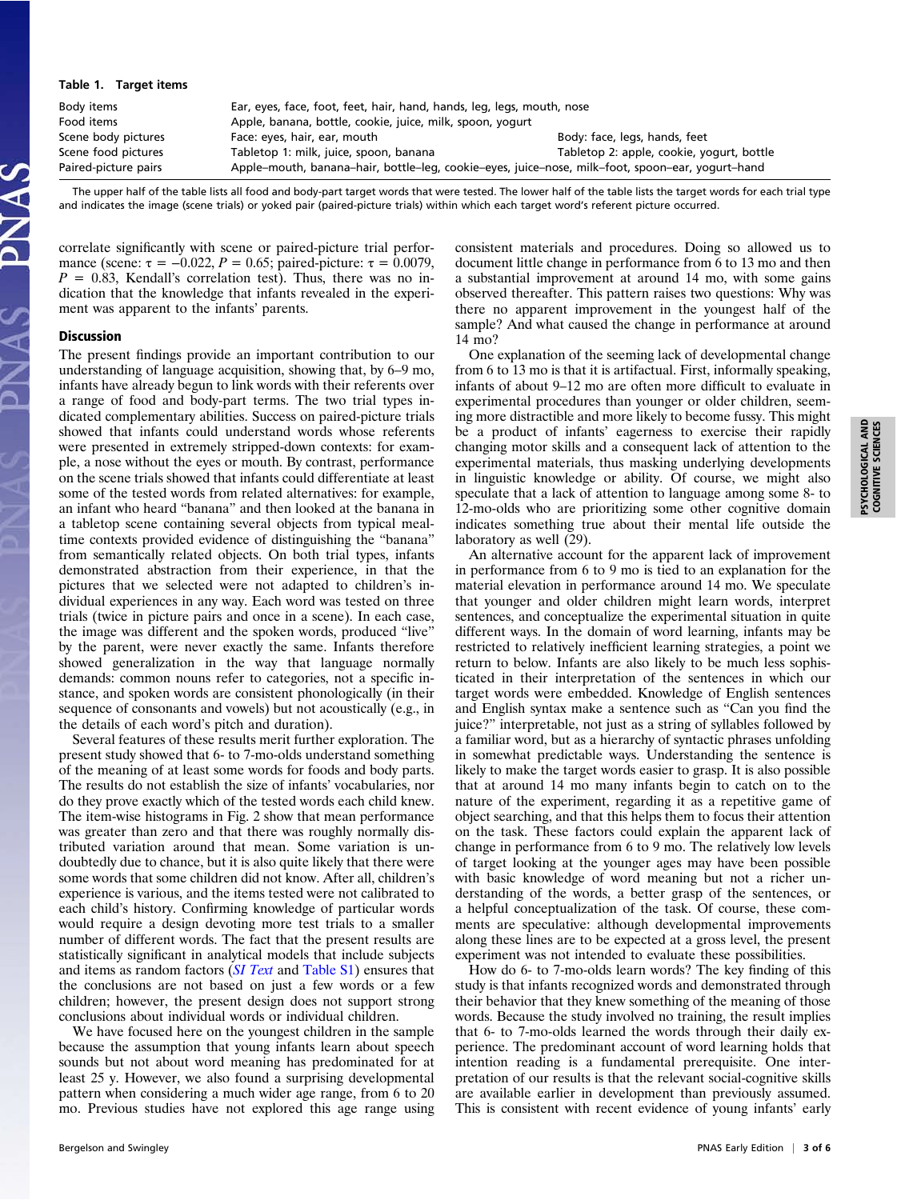**Table 1. Target items**

| | | |
|---|---|---|
| Body items | Ear, eyes, face, foot, feet, hair, hand, hands, leg, legs, mouth, nose | |
| Food items | Apple, banana, bottle, cookie, juice, milk, spoon, yogurt | |
| Scene body pictures | Face: eyes, hair, ear, mouth | Body: face, legs, hands, feet |
| Scene food pictures | Tabletop 1: milk, juice, spoon, banana | Tabletop 2: apple, cookie, yogurt, bottle |
| Paired-picture pairs | Apple–mouth, banana–hair, bottle–leg, cookie–eyes, juice–nose, milk–foot, spoon–ear, yogurt–hand | |

The upper half of the table lists all food and body-part target words that were tested. The lower half of the table lists the target words for each trial type and indicates the image (scene trials) or yoked pair (paired-picture trials) within which each target word's referent picture occurred.

correlate significantly with scene or paired-picture trial performance (scene: $\tau = -0.022$, $P = 0.65$; paired-picture: $\tau = 0.0079$, $P = 0.83$, Kendall's correlation test). Thus, there was no indication that the knowledge that infants revealed in the experiment was apparent to the infants' parents.

## Discussion

The present findings provide an important contribution to our understanding of language acquisition, showing that, by 6–9 mo, infants have already begun to link words with their referents over a range of food and body-part terms. The two trial types indicated complementary abilities. Success on paired-picture trials showed that infants could understand words whose referents were presented in extremely stripped-down contexts: for example, a nose without the eyes or mouth. By contrast, performance on the scene trials showed that infants could differentiate at least some of the tested words from related alternatives: for example, an infant who heard "banana" and then looked at the banana in a tabletop scene containing several objects from typical mealtime contexts provided evidence of distinguishing the "banana" from semantically related objects. On both trial types, infants demonstrated abstraction from their experience, in that the pictures that we selected were not adapted to children's individual experiences in any way. Each word was tested on three trials (twice in picture pairs and once in a scene). In each case, the image was different and the spoken words, produced "live" by the parent, were never exactly the same. Infants therefore showed generalization in the way that language normally demands: common nouns refer to categories, not a specific instance, and spoken words are consistent phonologically (in their sequence of consonants and vowels) but not acoustically (e.g., in the details of each word's pitch and duration).

Several features of these results merit further exploration. The present study showed that 6- to 7-mo-olds understand something of the meaning of at least some words for foods and body parts. The results do not establish the size of infants' vocabularies, nor do they prove exactly which of the tested words each child knew. The item-wise histograms in Fig. 2 show that mean performance was greater than zero and that there was roughly normally distributed variation around that mean. Some variation is undoubtedly due to chance, but it is also quite likely that there were some words that some children did not know. After all, children's experience is various, and the items tested were not calibrated to each child's history. Confirming knowledge of particular words would require a design devoting more test trials to a smaller number of different words. The fact that the present results are statistically significant in analytical models that include subjects and items as random factors (*SI Text* and Table S1) ensures that the conclusions are not based on just a few words or a few children; however, the present design does not support strong conclusions about individual words or individual children.

We have focused here on the youngest children in the sample because the assumption that young infants learn about speech sounds but not about word meaning has predominated for at least 25 y. However, we also found a surprising developmental pattern when considering a much wider age range, from 6 to 20 mo. Previous studies have not explored this age range using consistent materials and procedures. Doing so allowed us to document little change in performance from 6 to 13 mo and then a substantial improvement at around 14 mo, with some gains observed thereafter. This pattern raises two questions: Why was there no apparent improvement in the youngest half of the sample? And what caused the change in performance at around 14 mo?

One explanation of the seeming lack of developmental change from 6 to 13 mo is that it is artifactual. First, informally speaking, infants of about 9–12 mo are often more difficult to evaluate in experimental procedures than younger or older children, seeming more distractible and more likely to become fussy. This might be a product of infants' eagerness to exercise their rapidly changing motor skills and a consequent lack of attention to the experimental materials, thus masking underlying developments in linguistic knowledge or ability. Of course, we might also speculate that a lack of attention to language among some 8- to 12-mo-olds who are prioritizing some other cognitive domain indicates something true about their mental life outside the laboratory as well (29).

An alternative account for the apparent lack of improvement in performance from 6 to 9 mo is tied to an explanation for the material elevation in performance around 14 mo. We speculate that younger and older children might learn words, interpret sentences, and conceptualize the experimental situation in quite different ways. In the domain of word learning, infants may be restricted to relatively inefficient learning strategies, a point we return to below. Infants are also likely to be much less sophisticated in their interpretation of the sentences in which our target words were embedded. Knowledge of English sentences and English syntax make a sentence such as "Can you find the juice?" interpretable, not just as a string of syllables followed by a familiar word, but as a hierarchy of syntactic phrases unfolding in somewhat predictable ways. Understanding the sentence is likely to make the target words easier to grasp. It is also possible that at around 14 mo many infants begin to catch on to the nature of the experiment, regarding it as a repetitive game of object searching, and that this helps them to focus their attention on the task. These factors could explain the apparent lack of change in performance from 6 to 9 mo. The relatively low levels of target looking at the younger ages may have been possible with basic knowledge of word meaning but not a richer understanding of the words, a better grasp of the sentences, or a helpful conceptualization of the task. Of course, these comments are speculative: although developmental improvements along these lines are to be expected at a gross level, the present experiment was not intended to evaluate these possibilities.

How do 6- to 7-mo-olds learn words? The key finding of this study is that infants recognized words and demonstrated through their behavior that they knew something of the meaning of those words. Because the study involved no training, the result implies that 6- to 7-mo-olds learned the words through their daily experience. The predominant account of word learning holds that intention reading is a fundamental prerequisite. One interpretation of our results is that the relevant social-cognitive skills are available earlier in development than previously assumed. This is consistent with recent evidence of young infants' early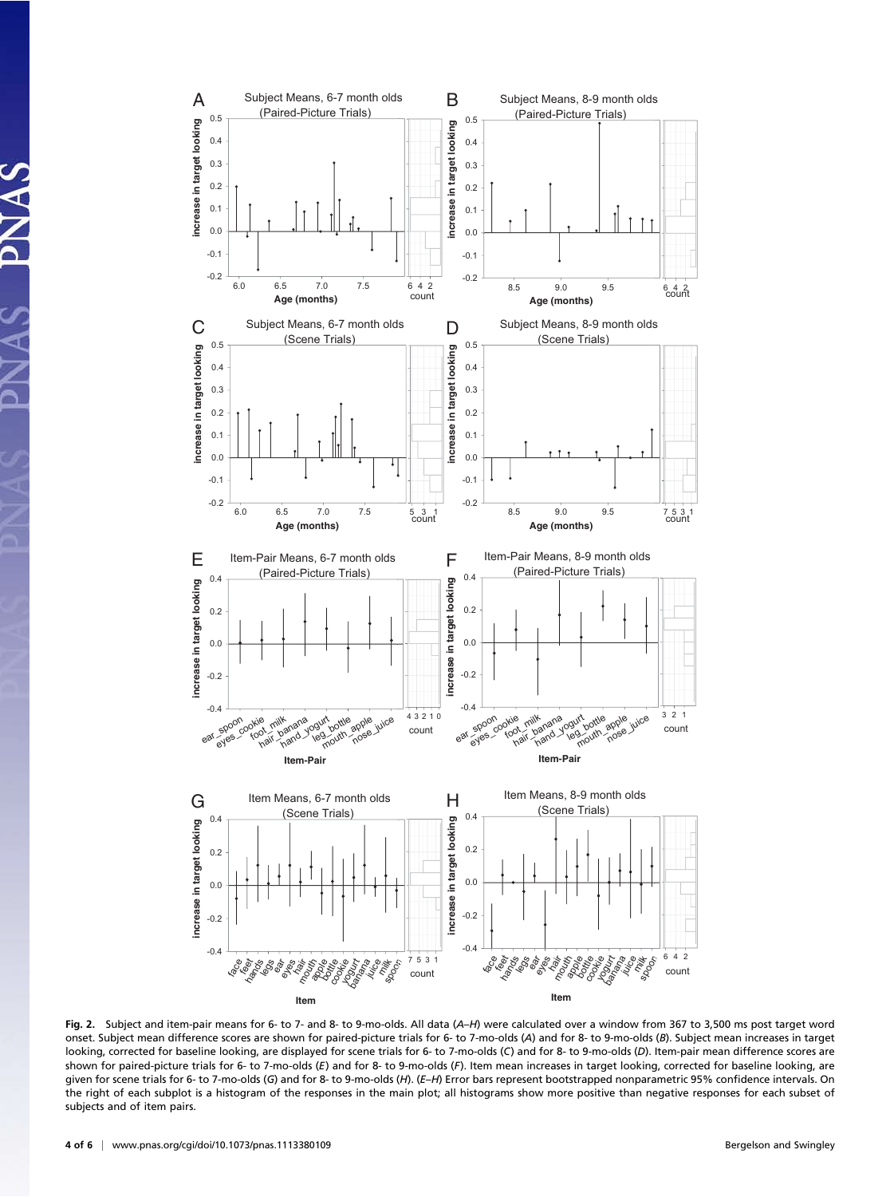**Fig. 2.** Subject and item-pair means for 6- to 7- and 8- to 9-mo-olds. All data (*A*–*H*) were calculated over a window from 367 to 3,500 ms post target word onset. Subject mean difference scores are shown for paired-picture trials for 6- to 7-mo-olds (*A*) and for 8- to 9-mo-olds (*B*). Subject mean increases in target looking, corrected for baseline looking, are displayed for scene trials for 6- to 7-mo-olds (*C*) and for 8- to 9-mo-olds (*D*). Item-pair mean difference scores are shown for paired-picture trials for 6- to 7-mo-olds (*E*) and for 8- to 9-mo-olds (*F*). Item mean increases in target looking, corrected for baseline looking, are given for scene trials for 6- to 7-mo-olds (*G*) and for 8- to 9-mo-olds (*H*). (*E*–*H*) Error bars represent bootstrapped nonparametric 95% confidence intervals. On the right of each subplot is a histogram of the responses in the main plot; all histograms show more positive than negative responses for each subset of subjects and of item pairs.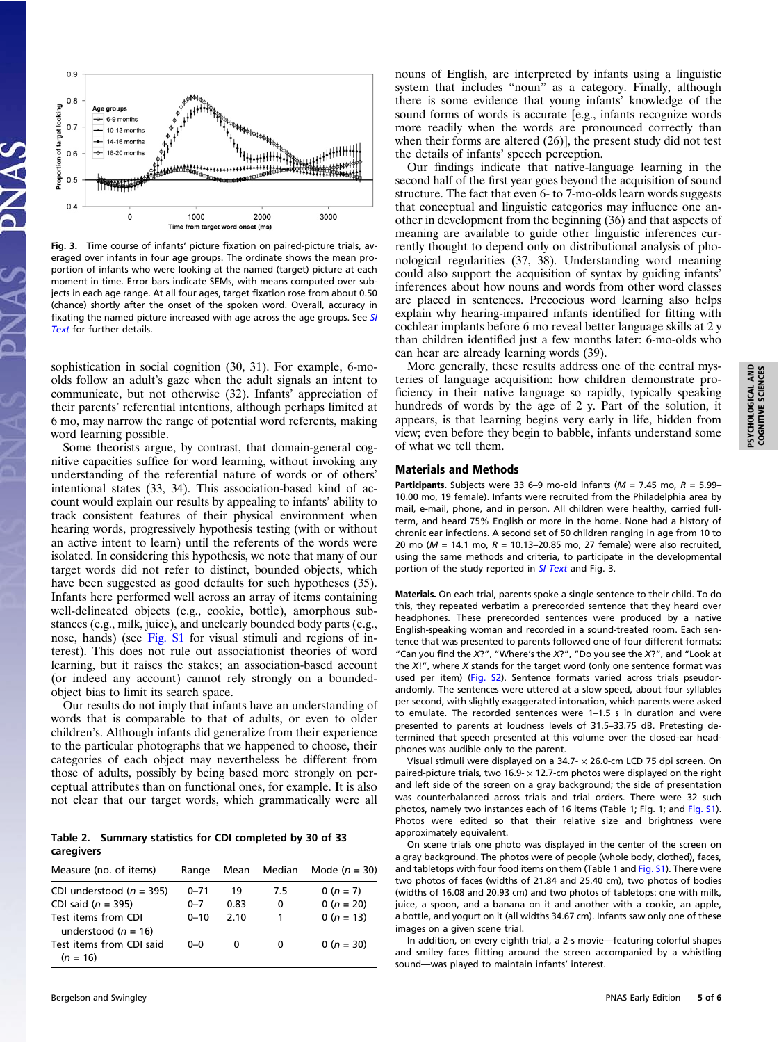Fig. 3. Time course of infants' picture fixation on paired-picture trials, averaged over infants in four age groups. The ordinate shows the mean proportion of infants who were looking at the named (target) picture at each moment in time. Error bars indicate SEMs, with means computed over subjects in each age range. At all four ages, target fixation rose from about 0.50 (chance) shortly after the onset of the spoken word. Overall, accuracy in fixating the named picture increased with age across the age groups. See *SI Text* for further details.

sophistication in social cognition (30, 31). For example, 6-mo-olds follow an adult's gaze when the adult signals an intent to communicate, but not otherwise (32). Infants' appreciation of their parents' referential intentions, although perhaps limited at 6 mo, may narrow the range of potential word referents, making word learning possible.

Some theorists argue, by contrast, that domain-general cognitive capacities suffice for word learning, without invoking any understanding of the referential nature of words or of others' intentional states (33, 34). This association-based kind of account would explain our results by appealing to infants' ability to track consistent features of their physical environment when hearing words, progressively hypothesis testing (with or without an active intent to learn) until the referents of the words were isolated. In considering this hypothesis, we note that many of our target words did not refer to distinct, bounded objects, which have been suggested as good defaults for such hypotheses (35). Infants here performed well across an array of items containing well-delineated objects (e.g., cookie, bottle), amorphous substances (e.g., milk, juice), and unclearly bounded body parts (e.g., nose, hands) (see Fig. S1 for visual stimuli and regions of interest). This does not rule out associationist theories of word learning, but it raises the stakes; an association-based account (or indeed any account) cannot rely strongly on a bounded-object bias to limit its search space.

Our results do not imply that infants have an understanding of words that is comparable to that of adults, or even to older children's. Although infants did generalize from their experience to the particular photographs that we happened to choose, their categories of each object may nevertheless be different from those of adults, possibly by being based more strongly on perceptual attributes than on functional ones, for example. It is also not clear that our target words, which grammatically were all nouns of English, are interpreted by infants using a linguistic system that includes "noun" as a category. Finally, although there is some evidence that young infants' knowledge of the sound forms of words is accurate [e.g., infants recognize words more readily when the words are pronounced correctly than when their forms are altered (26)], the present study did not test the details of infants' speech perception.

Our findings indicate that native-language learning in the second half of the first year goes beyond the acquisition of sound structure. The fact that even 6- to 7-mo-olds learn words suggests that conceptual and linguistic categories may influence one another in development from the beginning (36) and that aspects of meaning are available to guide other linguistic inferences currently thought to depend only on distributional analysis of phonological regularities (37, 38). Understanding word meaning could also support the acquisition of syntax by guiding infants' inferences about how nouns and words from other word classes are placed in sentences. Precocious word learning also helps explain why hearing-impaired infants identified for fitting with cochlear implants before 6 mo reveal better language skills at 2 y than children identified just a few months later: 6-mo-olds who can hear are already learning words (39).

More generally, these results address one of the central mysteries of language acquisition: how children demonstrate proficiency in their native language so rapidly, typically speaking hundreds of words by the age of 2 y. Part of the solution, it appears, is that learning begins very early in life, hidden from view; even before they begin to babble, infants understand some of what we tell them.

**Table 2. Summary statistics for CDI completed by 30 of 33 caregivers**

| Measure (no. of items) | Range | Mean | Median | Mode (n = 30) |
|---|---|---|---|---|
| CDI understood (n = 395) | 0–71 | 19 | 7.5 | 0 (n = 7) |
| CDI said (n = 395) | 0–7 | 0.83 | 0 | 0 (n = 20) |
| Test items from CDI understood (n = 16) | 0–10 | 2.10 | 1 | 0 (n = 13) |
| Test items from CDI said (n = 16) | 0–0 | 0 | 0 | 0 (n = 30) |

## Materials and Methods

**Participants.** Subjects were 33 6–9 mo-old infants ($M$ = 7.45 mo, $R$ = 5.99–10.00 mo, 19 female). Infants were recruited from the Philadelphia area by mail, e-mail, phone, and in person. All children were healthy, carried full-term, and heard 75% English or more in the home. None had a history of chronic ear infections. A second set of 50 children ranging in age from 10 to 20 mo ($M$ = 14.1 mo, $R$ = 10.13–20.85 mo, 27 female) were also recruited, using the same methods and criteria, to participate in the developmental portion of the study reported in *SI Text* and Fig. 3.

**Materials.** On each trial, parents spoke a single sentence to their child. To do this, they repeated verbatim a prerecorded sentence that they heard over headphones. These prerecorded sentences were produced by a native English-speaking woman and recorded in a sound-treated room. Each sentence that was presented to parents followed one of four different formats: "Can you find the X?", "Where's the X?", "Do you see the X?", and "Look at the X!", where X stands for the target word (only one sentence format was used per item) (Fig. S2). Sentence formats varied across trials pseudorandomly. The sentences were uttered at a slow speed, about four syllables per second, with slightly exaggerated intonation, which parents were asked to emulate. The recorded sentences were 1–1.5 s in duration and were presented to parents at loudness levels of 31.5–33.75 dB. Pretesting determined that speech presented at this volume over the closed-ear headphones was audible only to the parent.

Visual stimuli were displayed on a 34.7- × 26.0-cm LCD 75 dpi screen. On paired-picture trials, two 16.9- × 12.7-cm photos were displayed on the right and left side of the screen on a gray background; the side of presentation was counterbalanced across trials and trial orders. There were 32 such photos, namely two instances each of 16 items (Table 1; Fig. 1; and Fig. S1). Photos were edited so that their relative size and brightness were approximately equivalent.

On scene trials one photo was displayed in the center of the screen on a gray background. The photos were of people (whole body, clothed), faces, and tabletops with four food items on them (Table 1 and Fig. S1). There were two photos of faces (widths of 21.84 and 25.40 cm), two photos of bodies (widths of 16.08 and 20.93 cm) and two photos of tabletops: one with milk, juice, a spoon, and a banana on it and another with a cookie, an apple, a bottle, and yogurt on it (all widths 34.67 cm). Infants saw only one of these images on a given scene trial.

In addition, on every eighth trial, a 2-s movie—featuring colorful shapes and smiley faces flitting around the screen accompanied by a whistling sound—was played to maintain infants' interest.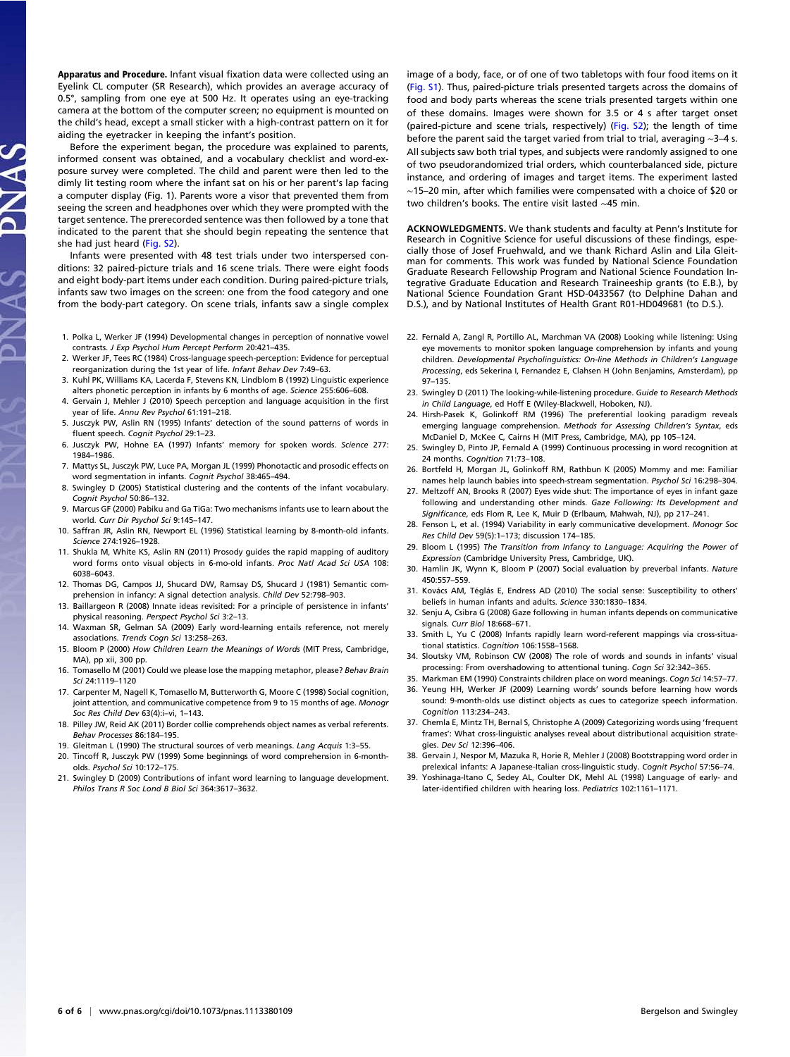**Apparatus and Procedure.** Infant visual fixation data were collected using an Eyelink CL computer (SR Research), which provides an average accuracy of 0.5°, sampling from one eye at 500 Hz. It operates using an eye-tracking camera at the bottom of the computer screen; no equipment is mounted on the child's head, except a small sticker with a high-contrast pattern on it for aiding the eyetracker in keeping the infant's position.

Before the experiment began, the procedure was explained to parents, informed consent was obtained, and a vocabulary checklist and word-exposure survey were completed. The child and parent were then led to the dimly lit testing room where the infant sat on his or her parent's lap facing a computer display (Fig. 1). Parents wore a visor that prevented them from seeing the screen and headphones over which they were prompted with the target sentence. The prerecorded sentence was then followed by a tone that indicated to the parent that she should begin repeating the sentence that she had just heard (Fig. S2).

Infants were presented with 48 test trials under two interspersed conditions: 32 paired-picture trials and 16 scene trials. There were eight foods and eight body-part items under each condition. During paired-picture trials, infants saw two images on the screen: one from the food category and one from the body-part category. On scene trials, infants saw a single complex image of a body, face, or of one of two tabletops with four food items on it (Fig. S1). Thus, paired-picture trials presented targets across the domains of food and body parts whereas the scene trials presented targets within one of these domains. Images were shown for 3.5 or 4 s after target onset (paired-picture and scene trials, respectively) (Fig. S2); the length of time before the parent said the target varied from trial to trial, averaging ∼3–4 s. All subjects saw both trial types, and subjects were randomly assigned to one of two pseudorandomized trial orders, which counterbalanced side, picture instance, and ordering of images and target items. The experiment lasted ∼15–20 min, after which families were compensated with a choice of $20 or two children's books. The entire visit lasted ∼45 min.

**ACKNOWLEDGMENTS.** We thank students and faculty at Penn's Institute for Research in Cognitive Science for useful discussions of these findings, especially those of Josef Fruehwald, and we thank Richard Aslin and Lila Gleitman for comments. This work was funded by National Science Foundation Graduate Research Fellowship Program and National Science Foundation Integrative Graduate Education and Research Traineeship grants (to E.B.), by National Science Foundation Grant HSD-0433567 (to Delphine Dahan and D.S.), and by National Institutes of Health Grant R01-HD049681 (to D.S.).

1. Polka L, Werker JF (1994) Developmental changes in perception of nonnative vowel contrasts. *J Exp Psychol Hum Percept Perform* 20:421–435.
2. Werker JF, Tees RC (1984) Cross-language speech-perception: Evidence for perceptual reorganization during the 1st year of life. *Infant Behav Dev* 7:49–63.
3. Kuhl PK, Williams KA, Lacerda F, Stevens KN, Lindblom B (1992) Linguistic experience alters phonetic perception in infants by 6 months of age. *Science* 255:606–608.
4. Gervain J, Mehler J (2010) Speech perception and language acquisition in the first year of life. *Annu Rev Psychol* 61:191–218.
5. Jusczyk PW, Aslin RN (1995) Infants' detection of the sound patterns of words in fluent speech. *Cognit Psychol* 29:1–23.
6. Jusczyk PW, Hohne EA (1997) Infants' memory for spoken words. *Science* 277: 1984–1986.
7. Mattys SL, Jusczyk PW, Luce PA, Morgan JL (1999) Phonotactic and prosodic effects on word segmentation in infants. *Cognit Psychol* 38:465–494.
8. Swingley D (2005) Statistical clustering and the contents of the infant vocabulary. *Cognit Psychol* 50:86–132.
9. Marcus GF (2000) Pabiku and Ga TiGa: Two mechanisms infants use to learn about the world. *Curr Dir Psychol Sci* 9:145–147.
10. Saffran JR, Aslin RN, Newport EL (1996) Statistical learning by 8-month-old infants. *Science* 274:1926–1928.
11. Shukla M, White KS, Aslin RN (2011) Prosody guides the rapid mapping of auditory word forms onto visual objects in 6-mo-old infants. *Proc Natl Acad Sci USA* 108: 6038–6043.
12. Thomas DG, Campos JJ, Shucard DW, Ramsay DS, Shucard J (1981) Semantic comprehension in infancy: A signal detection analysis. *Child Dev* 52:798–903.
13. Baillargeon R (2008) Innate ideas revisited: For a principle of persistence in infants' physical reasoning. *Perspect Psychol Sci* 3:2–13.
14. Waxman SR, Gelman SA (2009) Early word-learning entails reference, not merely associations. *Trends Cogn Sci* 13:258–263.
15. Bloom P (2000) *How Children Learn the Meanings of Words* (MIT Press, Cambridge, MA), pp xii, 300 pp.
16. Tomasello M (2001) Could we please lose the mapping metaphor, please? *Behav Brain Sci* 24:1119–1120
17. Carpenter M, Nagell K, Tomasello M, Butterworth G, Moore C (1998) Social cognition, joint attention, and communicative competence from 9 to 15 months of age. *Monogr Soc Res Child Dev* 63(4):i–vi, 1–143.
18. Pilley JW, Reid AK (2011) Border collie comprehends object names as verbal referents. *Behav Processes* 86:184–195.
19. Gleitman L (1990) The structural sources of verb meanings. *Lang Acquis* 1:3–55.
20. Tincoff R, Jusczyk PW (1999) Some beginnings of word comprehension in 6-month-olds. *Psychol Sci* 10:172–175.
21. Swingley D (2009) Contributions of infant word learning to language development. *Philos Trans R Soc Lond B Biol Sci* 364:3617–3632.
22. Fernald A, Zangl R, Portillo AL, Marchman VA (2008) Looking while listening: Using eye movements to monitor spoken language comprehension by infants and young children. *Developmental Psycholinguistics: On-line Methods in Children's Language Processing*, eds Sekerina I, Fernandez E, Clahsen H (John Benjamins, Amsterdam), pp 97–135.
23. Swingley D (2011) The looking-while-listening procedure. *Guide to Research Methods in Child Language*, ed Hoff E (Wiley-Blackwell, Hoboken, NJ).
24. Hirsh-Pasek K, Golinkoff RM (1996) The preferential looking paradigm reveals emerging language comprehension. *Methods for Assessing Children's Syntax*, eds McDaniel D, McKee C, Cairns H (MIT Press, Cambridge, MA), pp 105–124.
25. Swingley D, Pinto JP, Fernald A (1999) Continuous processing in word recognition at 24 months. *Cognition* 71:73–108.
26. Bortfeld H, Morgan JL, Golinkoff RM, Rathbun K (2005) Mommy and me: Familiar names help launch babies into speech-stream segmentation. *Psychol Sci* 16:298–304.
27. Meltzoff AN, Brooks R (2007) Eyes wide shut: The importance of eyes in infant gaze following and understanding other minds. *Gaze Following: Its Development and Significance*, eds Flom R, Lee K, Muir D (Erlbaum, Mahwah, NJ), pp 217–241.
28. Fenson L, et al. (1994) Variability in early communicative development. *Monogr Soc Res Child Dev* 59(5):1–173; discussion 174–185.
29. Bloom L (1995) *The Transition from Infancy to Language: Acquiring the Power of Expression* (Cambridge University Press, Cambridge, UK).
30. Hamlin JK, Wynn K, Bloom P (2007) Social evaluation by preverbal infants. *Nature* 450:557–559.
31. Kovács AM, Téglás E, Endress AD (2010) The social sense: Susceptibility to others' beliefs in human infants and adults. *Science* 330:1830–1834.
32. Senju A, Csibra G (2008) Gaze following in human infants depends on communicative signals. *Curr Biol* 18:668–671.
33. Smith L, Yu C (2008) Infants rapidly learn word-referent mappings via cross-situational statistics. *Cognition* 106:1558–1568.
34. Sloutsky VM, Robinson CW (2008) The role of words and sounds in infants' visual processing: From overshadowing to attentional tuning. *Cogn Sci* 32:342–365.
35. Markman EM (1990) Constraints children place on word meanings. *Cogn Sci* 14:57–77.
36. Yeung HH, Werker JF (2009) Learning words' sounds before learning how words sound: 9-month-olds use distinct objects as cues to categorize speech information. *Cognition* 113:234–243.
37. Chemla E, Mintz TH, Bernal S, Christophe A (2009) Categorizing words using 'frequent frames': What cross-linguistic analyses reveal about distributional acquisition strategies. *Dev Sci* 12:396–406.
38. Gervain J, Nespor M, Mazuka R, Horie R, Mehler J (2008) Bootstrapping word order in prelexical infants: A Japanese-Italian cross-linguistic study. *Cognit Psychol* 57:56–74.
39. Yoshinaga-Itano C, Sedey AL, Coulter DK, Mehl AL (1998) Language of early- and later-identified children with hearing loss. *Pediatrics* 102:1161–1171.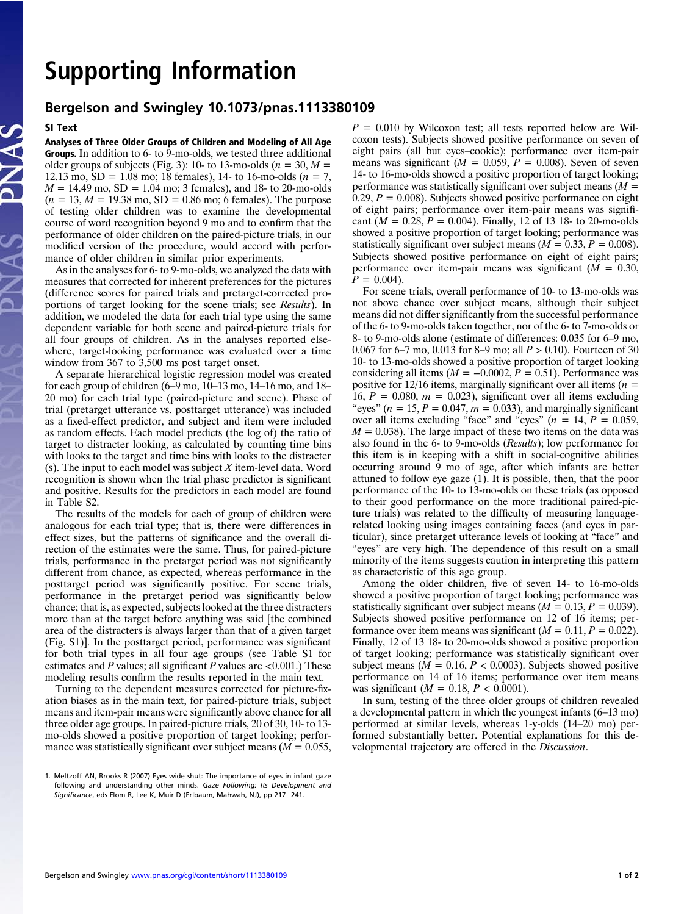# Supporting Information

## Bergelson and Swingley 10.1073/pnas.1113380109

### SI Text

**Analyses of Three Older Groups of Children and Modeling of All Age Groups.** In addition to 6- to 9-mo-olds, we tested three additional older groups of subjects (Fig. 3): 10- to 13-mo-olds ($n$ = 30, $M$ = 12.13 mo, SD = 1.08 mo; 18 females), 14- to 16-mo-olds ($n$ = 7, $M$ = 14.49 mo, SD = 1.04 mo; 3 females), and 18- to 20-mo-olds ($n$ = 13, $M$ = 19.38 mo, SD = 0.86 mo; 6 females). The purpose of testing older children was to examine the developmental course of word recognition beyond 9 mo and to confirm that the performance of older children on the paired-picture trials, in our modified version of the procedure, would accord with performance of older children in similar prior experiments.

As in the analyses for 6- to 9-mo-olds, we analyzed the data with measures that corrected for inherent preferences for the pictures (difference scores for paired trials and pretarget-corrected proportions of target looking for the scene trials; see *Results*). In addition, we modeled the data for each trial type using the same dependent variable for both scene and paired-picture trials for all four groups of children. As in the analyses reported elsewhere, target-looking performance was evaluated over a time window from 367 to 3,500 ms post target onset.

A separate hierarchical logistic regression model was created for each group of children (6–9 mo, 10–13 mo, 14–16 mo, and 18–20 mo) for each trial type (paired-picture and scene). Phase of trial (pretarget utterance vs. posttarget utterance) was included as a fixed-effect predictor, and subject and item were included as random effects. Each model predicts (the log of) the ratio of target to distracter looking, as calculated by counting time bins with looks to the target and time bins with looks to the distracter (s). The input to each model was subject $X$ item-level data. Word recognition is shown when the trial phase predictor is significant and positive. Results for the predictors in each model are found in Table S2.

The results of the models for each of group of children were analogous for each trial type; that is, there were differences in effect sizes, but the patterns of significance and the overall direction of the estimates were the same. Thus, for paired-picture trials, performance in the pretarget period was not significantly different from chance, as expected, whereas performance in the posttarget period was significantly positive. For scene trials, performance in the pretarget period was significantly below chance; that is, as expected, subjects looked at the three distracters more than at the target before anything was said [the combined area of the distracters is always larger than that of a given target (Fig. S1)]. In the posttarget period, performance was significant for both trial types in all four age groups (see Table S1 for estimates and $P$ values; all significant $P$ values are <0.001.) These modeling results confirm the results reported in the main text.

Turning to the dependent measures corrected for picture-fixation biases as in the main text, for paired-picture trials, subject means and item-pair means were significantly above chance for all three older age groups. In paired-picture trials, 20 of 30, 10- to 13-mo-olds showed a positive proportion of target looking; performance was statistically significant over subject means ($M$ = 0.055, $P$ = 0.010 by Wilcoxon test; all tests reported below are Wilcoxon tests). Subjects showed positive performance on seven of eight pairs (all but eyes–cookie); performance over item-pair means was significant ($M$ = 0.059, $P$ = 0.008). Seven of seven 14- to 16-mo-olds showed a positive proportion of target looking; performance was statistically significant over subject means ($M$ = 0.29, $P$ = 0.008). Subjects showed positive performance on eight of eight pairs; performance over item-pair means was significant ($M$ = 0.28, $P$ = 0.004). Finally, 12 of 13 18- to 20-mo-olds showed a positive proportion of target looking; performance was statistically significant over subject means ($M$ = 0.33, $P$ = 0.008). Subjects showed positive performance on eight of eight pairs; performance over item-pair means was significant ($M$ = 0.30, $P$ = 0.004).

For scene trials, overall performance of 10- to 13-mo-olds was not above chance over subject means, although their subject means did not differ significantly from the successful performance of the 6- to 9-mo-olds taken together, nor of the 6- to 7-mo-olds or 8- to 9-mo-olds alone (estimate of differences: 0.035 for 6–9 mo, 0.067 for 6–7 mo, 0.013 for 8–9 mo; all $P$ > 0.10). Fourteen of 30 10- to 13-mo-olds showed a positive proportion of target looking considering all items ($M$ = −0.0002, $P$ = 0.51). Performance was positive for 12/16 items, marginally significant over all items ($n$ = 16, $P$ = 0.080, $m$ = 0.023), significant over all items excluding "eyes" ($n$ = 15, $P$ = 0.047, $m$ = 0.033), and marginally significant over all items excluding "face" and "eyes" ($n$ = 14, $P$ = 0.059, $M$ = 0.038). The large impact of these two items on the data was also found in the 6- to 9-mo-olds (*Results*); low performance for this item is in keeping with a shift in social-cognitive abilities occurring around 9 mo of age, after which infants are better attuned to follow eye gaze (1). It is possible, then, that the poor performance of the 10- to 13-mo-olds on these trials (as opposed to their good performance on the more traditional paired-picture trials) was related to the difficulty of measuring language-related looking using images containing faces (and eyes in particular), since pretarget utterance levels of looking at "face" and "eyes" are very high. The dependence of this result on a small minority of the items suggests caution in interpreting this pattern as characteristic of this age group.

Among the older children, five of seven 14- to 16-mo-olds showed a positive proportion of target looking; performance was statistically significant over subject means ($M$ = 0.13, $P$ = 0.039). Subjects showed positive performance on 12 of 16 items; performance over item means was significant ($M$ = 0.11, $P$ = 0.022). Finally, 12 of 13 18- to 20-mo-olds showed a positive proportion of target looking; performance was statistically significant over subject means ($M$ = 0.16, $P$ < 0.0003). Subjects showed positive performance on 14 of 16 items; performance over item means was significant ($M$ = 0.18, $P$ < 0.0001).

In sum, testing of the three older groups of children revealed a developmental pattern in which the youngest infants (6–13 mo) performed at similar levels, whereas 1-y-olds (14–20 mo) performed substantially better. Potential explanations for this developmental trajectory are offered in the *Discussion*.

1. Meltzoff AN, Brooks R (2007) Eyes wide shut: The importance of eyes in infant gaze following and understanding other minds. *Gaze Following: Its Development and Significance*, eds Flom R, Lee K, Muir D (Erlbaum, Mahwah, NJ), pp 217–241.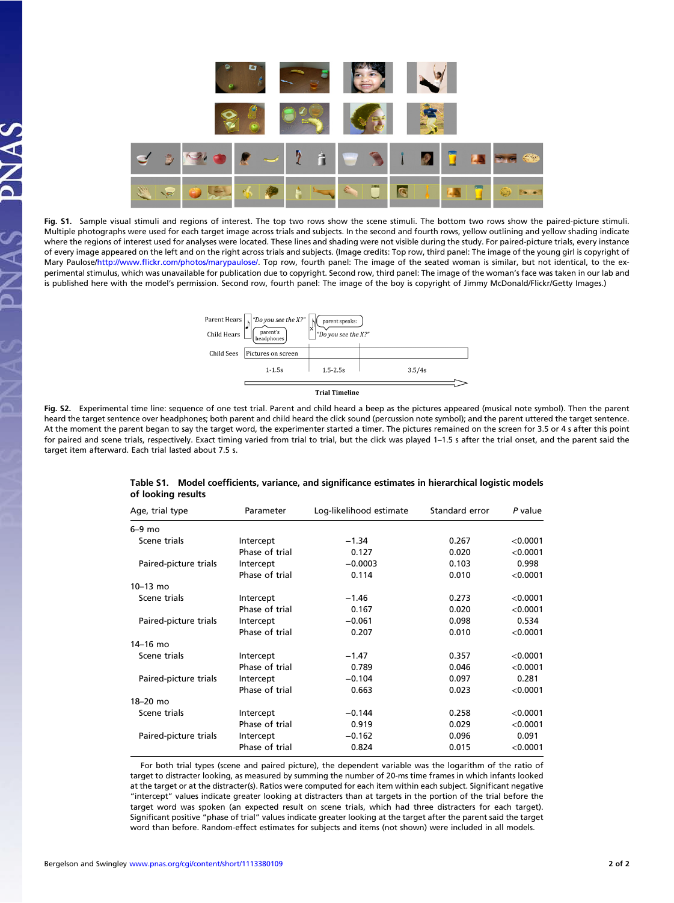**Fig. S1.** Sample visual stimuli and regions of interest. The top two rows show the scene stimuli. The bottom two rows show the paired-picture stimuli. Multiple photographs were used for each target image across trials and subjects. In the second and fourth rows, yellow outlining and yellow shading indicate where the regions of interest used for analyses were located. These lines and shading were not visible during the study. For paired-picture trials, every instance of every image appeared on the left and on the right across trials and subjects. (Image credits: Top row, third panel: The image of the young girl is copyright of Mary Paulose/http://www.flickr.com/photos/marypaulose/. Top row, fourth panel: The image of the seated woman is similar, but not identical, to the experimental stimulus, which was unavailable for publication due to copyright. Second row, third panel: The image of the woman's face was taken in our lab and is published here with the model's permission. Second row, fourth panel: The image of the boy is copyright of Jimmy McDonald/Flickr/Getty Images.)

Parent Hears
"Do you see the X?"
Child Hears
parent's headphones
parent speaks: "Do you see the X?"
Child Sees
Pictures on screen
1-1.5s
1.5-2.5s
3.5/4s
Trial Timeline

**Fig. S2.** Experimental time line: sequence of one test trial. Parent and child heard a beep as the pictures appeared (musical note symbol). Then the parent heard the target sentence over headphones; both parent and child heard the click sound (percussion note symbol); and the parent uttered the target sentence. At the moment the parent began to say the target word, the experimenter started a timer. The pictures remained on the screen for 3.5 or 4 s after this point for paired and scene trials, respectively. Exact timing varied from trial to trial, but the click was played 1–1.5 s after the trial onset, and the parent said the target item afterward. Each trial lasted about 7.5 s.

**Table S1. Model coefficients, variance, and significance estimates in hierarchical logistic models of looking results**

| Age, trial type | Parameter | Log-likelihood estimate | Standard error | P value |
|---|---|---|---|---|
| 6–9 mo | | | | |
| Scene trials | Intercept | −1.34 | 0.267 | <0.0001 |
| | Phase of trial | 0.127 | 0.020 | <0.0001 |
| Paired-picture trials | Intercept | −0.0003 | 0.103 | 0.998 |
| | Phase of trial | 0.114 | 0.010 | <0.0001 |
| 10–13 mo | | | | |
| Scene trials | Intercept | −1.46 | 0.273 | <0.0001 |
| | Phase of trial | 0.167 | 0.020 | <0.0001 |
| Paired-picture trials | Intercept | −0.061 | 0.098 | 0.534 |
| | Phase of trial | 0.207 | 0.010 | <0.0001 |
| 14–16 mo | | | | |
| Scene trials | Intercept | −1.47 | 0.357 | <0.0001 |
| | Phase of trial | 0.789 | 0.046 | <0.0001 |
| Paired-picture trials | Intercept | −0.104 | 0.097 | 0.281 |
| | Phase of trial | 0.663 | 0.023 | <0.0001 |
| 18–20 mo | | | | |
| Scene trials | Intercept | −0.144 | 0.258 | <0.0001 |
| | Phase of trial | 0.919 | 0.029 | <0.0001 |
| Paired-picture trials | Intercept | −0.162 | 0.096 | 0.091 |
| | Phase of trial | 0.824 | 0.015 | <0.0001 |

For both trial types (scene and paired picture), the dependent variable was the logarithm of the ratio of target to distracter looking, as measured by summing the number of 20-ms time frames in which infants looked at the target or at the distracter(s). Ratios were computed for each item within each subject. Significant negative "intercept" values indicate greater looking at distracters than at targets in the portion of the trial before the target word was spoken (an expected result on scene trials, which had three distracters for each target). Significant positive "phase of trial" values indicate greater looking at the target after the parent said the target word than before. Random-effect estimates for subjects and items (not shown) were included in all models.